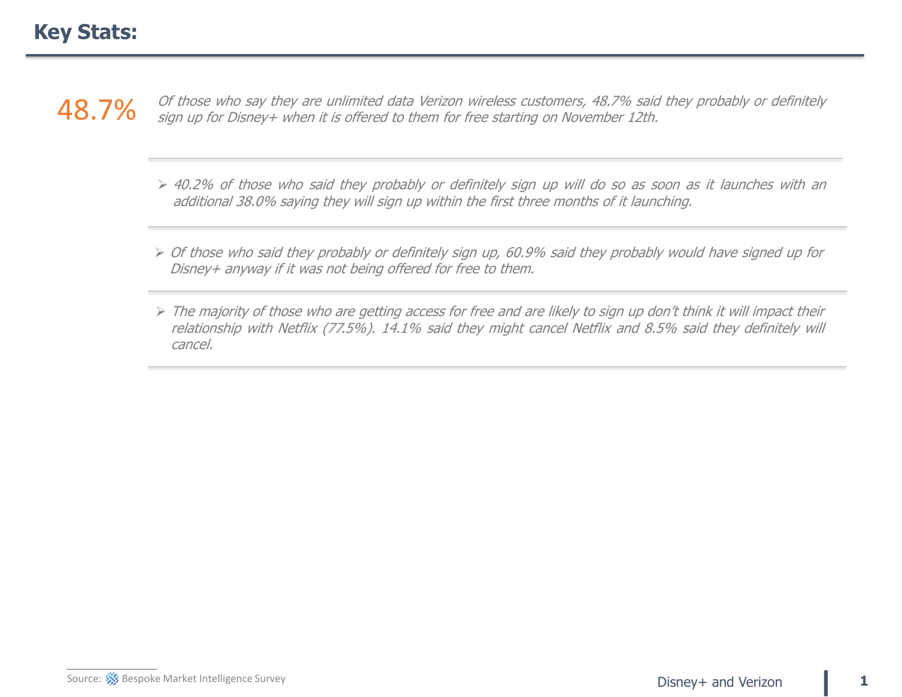# Key Stats:

**48.7%** *Of those who say they are unlimited data Verizon wireless customers, 48.7% said they probably or definitely sign up for Disney+ when it is offered to them for free starting on November 12th.*

- *40.2% of those who said they probably or definitely sign up will do so as soon as it launches with an additional 38.0% saying they will sign up within the first three months of it launching.*

- *Of those who said they probably or definitely sign up, 60.9% said they probably would have signed up for Disney+ anyway if it was not being offered for free to them.*

- *The majority of those who are getting access for free and are likely to sign up don't think it will impact their relationship with Netflix (77.5%). 14.1% said they might cancel Netflix and 8.5% said they definitely will cancel.*

Source: Bespoke Market Intelligence Survey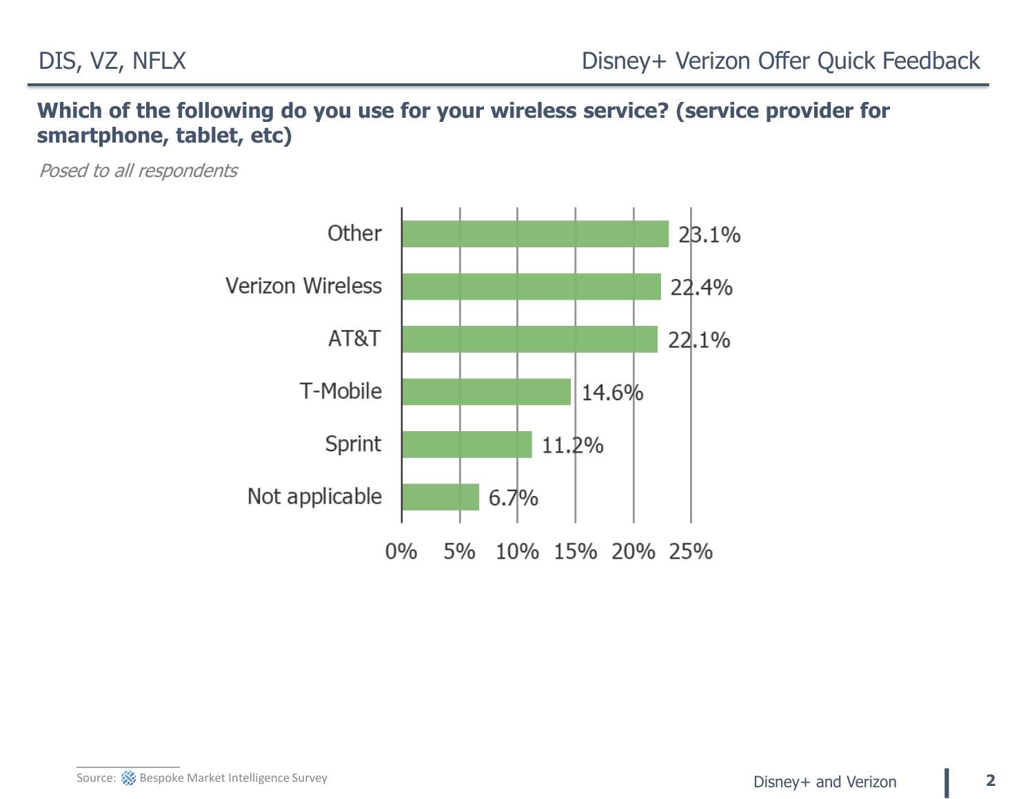## Which of the following do you use for your wireless service? (service provider for smartphone, tablet, etc)

*Posed to all respondents*

| Wireless service | Share of respondents |
|---|---|
| Other | 23.1% |
| Verizon Wireless | 22.4% |
| AT&T | 22.1% |
| T-Mobile | 14.6% |
| Sprint | 11.2% |
| Not applicable | 6.7% |

Source: Bespoke Market Intelligence Survey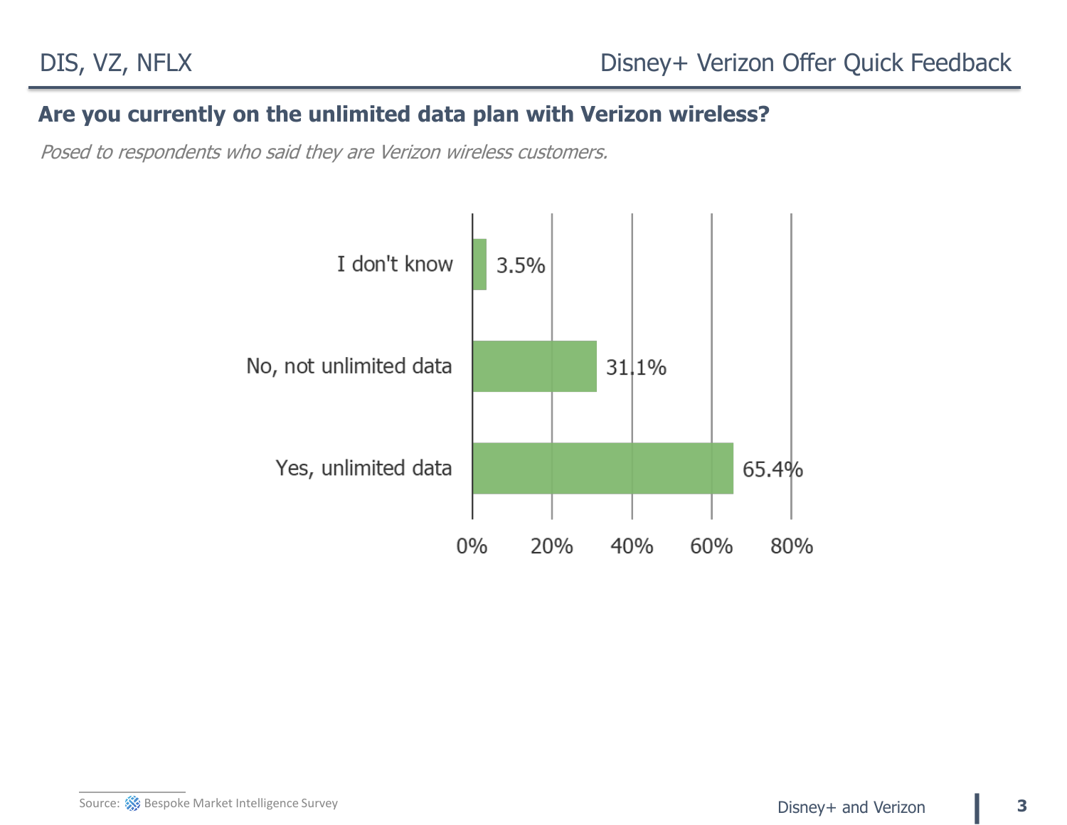## Are you currently on the unlimited data plan with Verizon wireless?

*Posed to respondents who said they are Verizon wireless customers.*

| Response | Percentage |
| --- | --- |
| I don't know | 3.5% |
| No, not unlimited data | 31.1% |
| Yes, unlimited data | 65.4% |

Source: Bespoke Market Intelligence Survey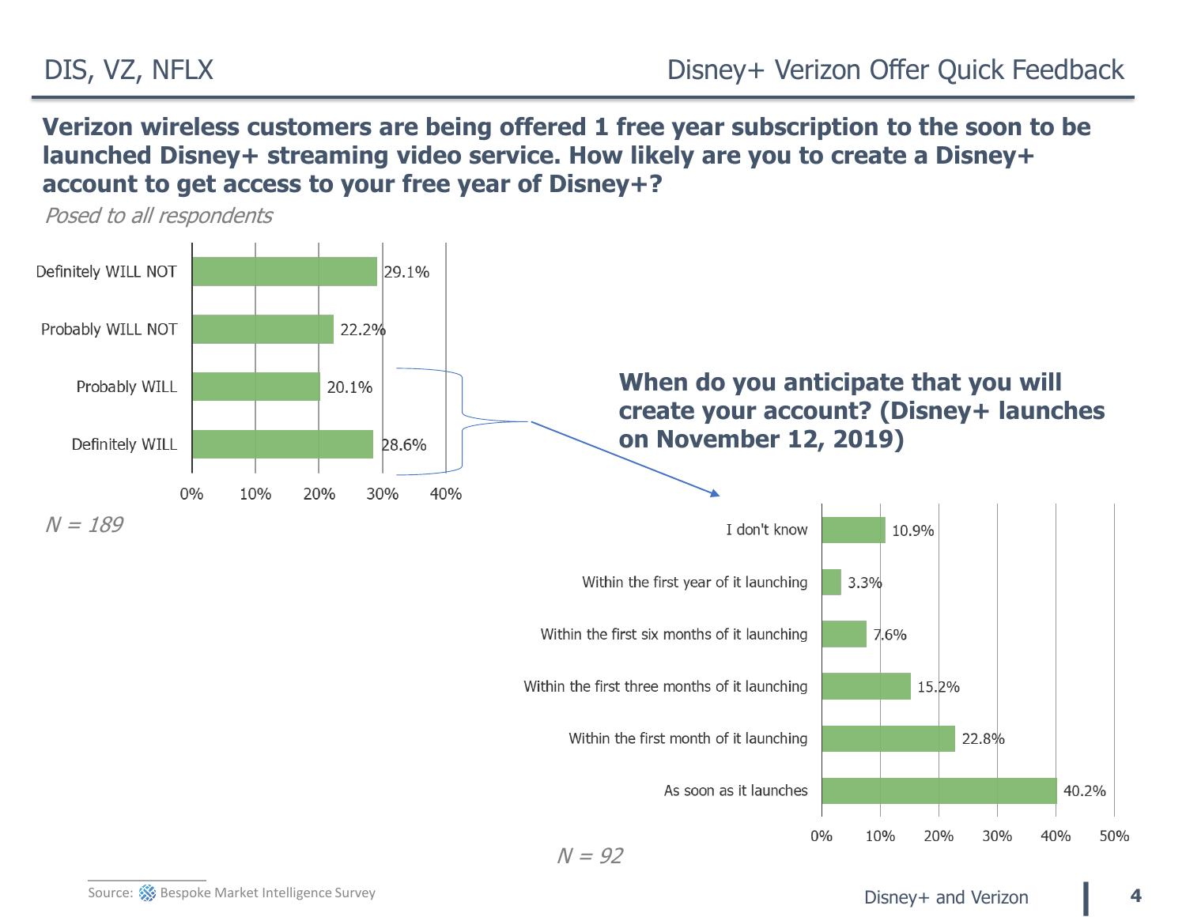## Verizon wireless customers are being offered 1 free year subscription to the soon to be launched Disney+ streaming video service. How likely are you to create a Disney+ account to get access to your free year of Disney+?

*Posed to all respondents*

| Response | % |
| --- | --- |
| Definitely WILL NOT | 29.1% |
| Probably WILL NOT | 22.2% |
| Probably WILL | 20.1% |
| Definitely WILL | 28.6% |

*N = 189*

## When do you anticipate that you will create your account? (Disney+ launches on November 12, 2019)

| Response | % |
| --- | --- |
| I don't know | 10.9% |
| Within the first year of it launching | 3.3% |
| Within the first six months of it launching | 7.6% |
| Within the first three months of it launching | 15.2% |
| Within the first month of it launching | 22.8% |
| As soon as it launches | 40.2% |

*N = 92*

Source: Bespoke Market Intelligence Survey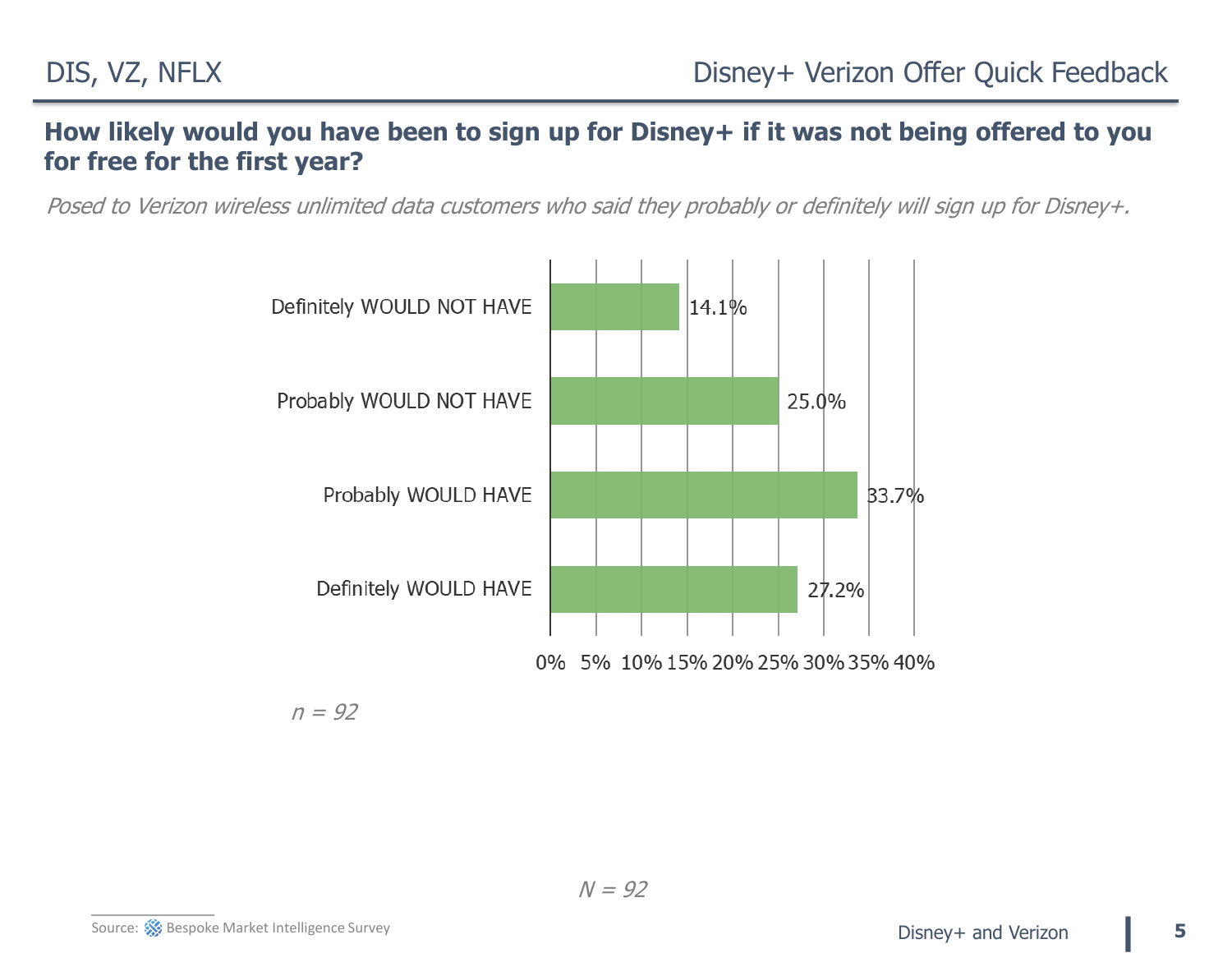## How likely would you have been to sign up for Disney+ if it was not being offered to you for free for the first year?

*Posed to Verizon wireless unlimited data customers who said they probably or definitely will sign up for Disney+.*

| Response | Percentage |
|---|---|
| Definitely WOULD NOT HAVE | 14.1% |
| Probably WOULD NOT HAVE | 25.0% |
| Probably WOULD HAVE | 33.7% |
| Definitely WOULD HAVE | 27.2% |

*n = 92*

*N = 92*

Source: Bespoke Market Intelligence Survey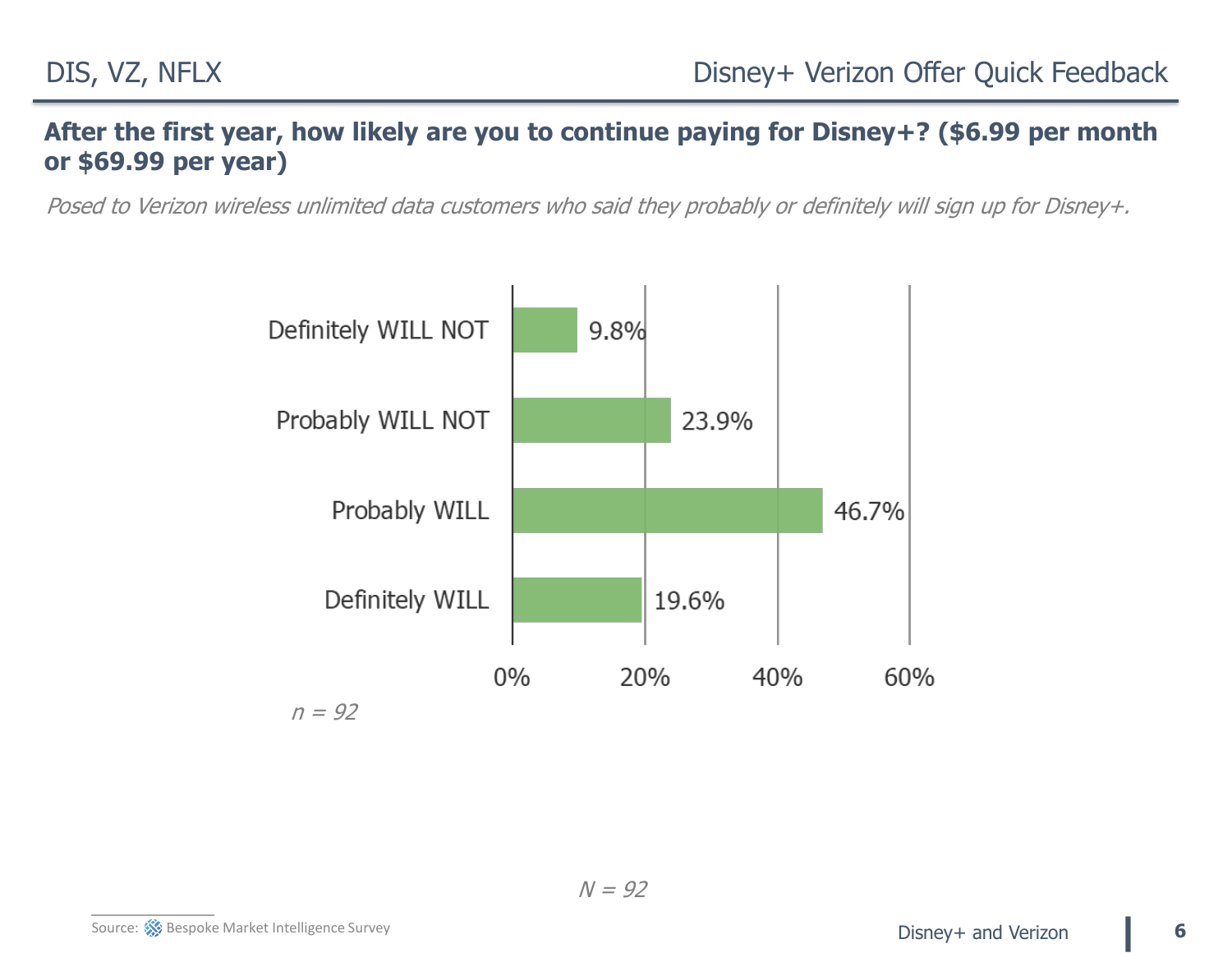## After the first year, how likely are you to continue paying for Disney+? ($6.99 per month or $69.99 per year)

*Posed to Verizon wireless unlimited data customers who said they probably or definitely will sign up for Disney+.*

| Response | Percentage |
| --- | --- |
| Definitely WILL NOT | 9.8% |
| Probably WILL NOT | 23.9% |
| Probably WILL | 46.7% |
| Definitely WILL | 19.6% |

*n = 92*

*N = 92*

Source: Bespoke Market Intelligence Survey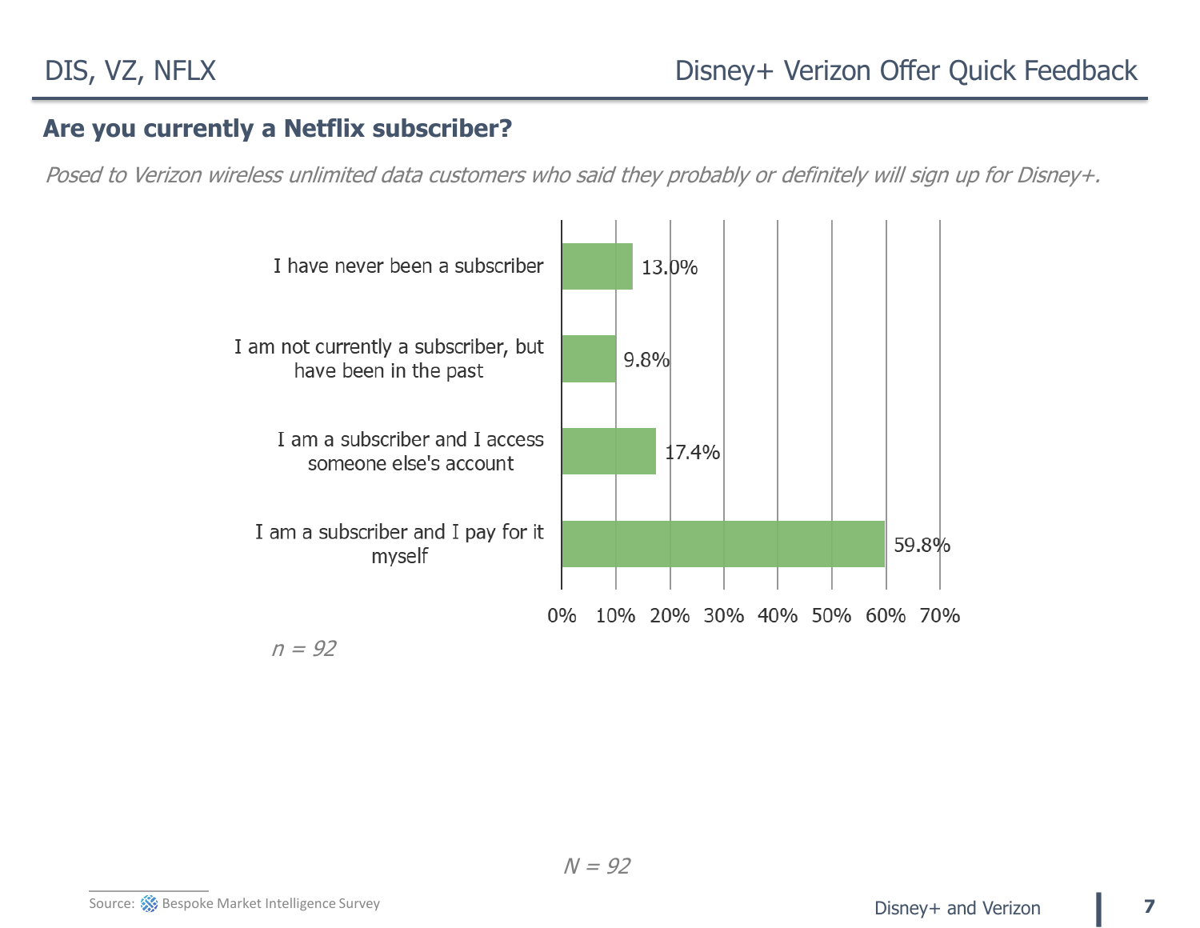## Are you currently a Netflix subscriber?

*Posed to Verizon wireless unlimited data customers who said they probably or definitely will sign up for Disney+.*

| Response | % |
|---|---|
| I have never been a subscriber | 13.0% |
| I am not currently a subscriber, but have been in the past | 9.8% |
| I am a subscriber and I access someone else's account | 17.4% |
| I am a subscriber and I pay for it myself | 59.8% |

*n = 92*

*N = 92*

Source: Bespoke Market Intelligence Survey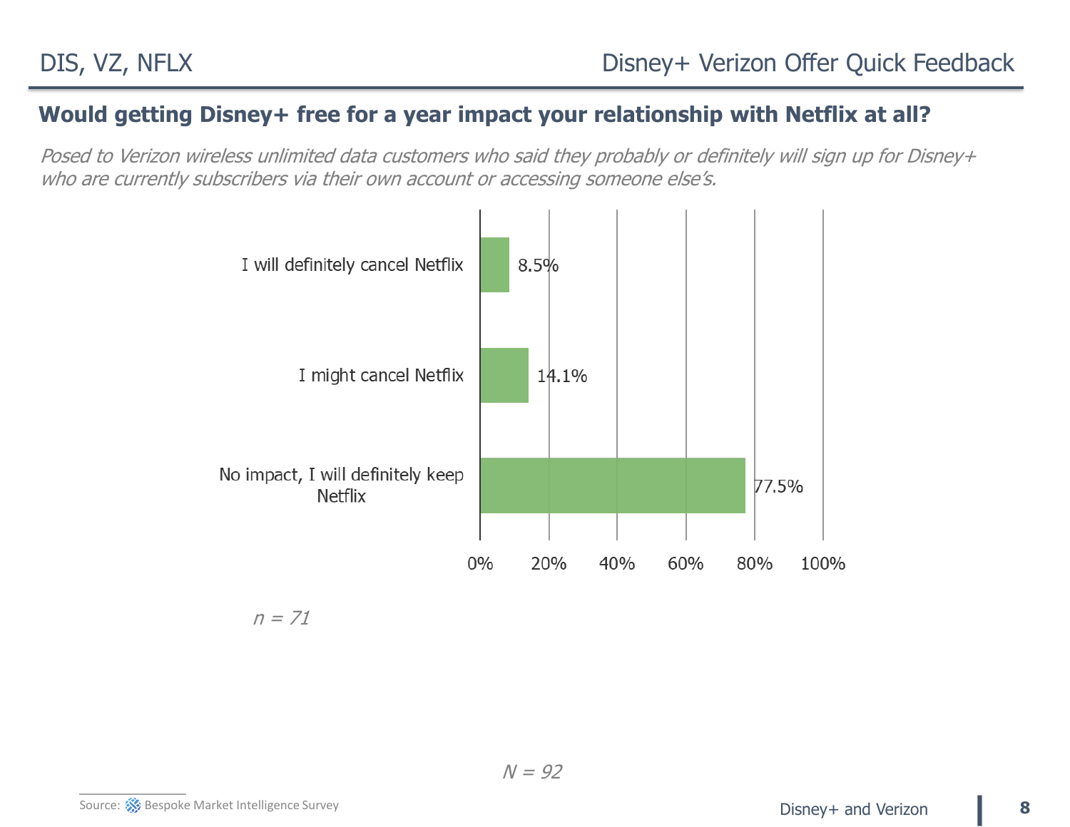## Would getting Disney+ free for a year impact your relationship with Netflix at all?

*Posed to Verizon wireless unlimited data customers who said they probably or definitely will sign up for Disney+ who are currently subscribers via their own account or accessing someone else's.*

| Response | % |
|---|---|
| I will definitely cancel Netflix | 8.5% |
| I might cancel Netflix | 14.1% |
| No impact, I will definitely keep Netflix | 77.5% |

*n = 71*

*N = 92*

Source: Bespoke Market Intelligence Survey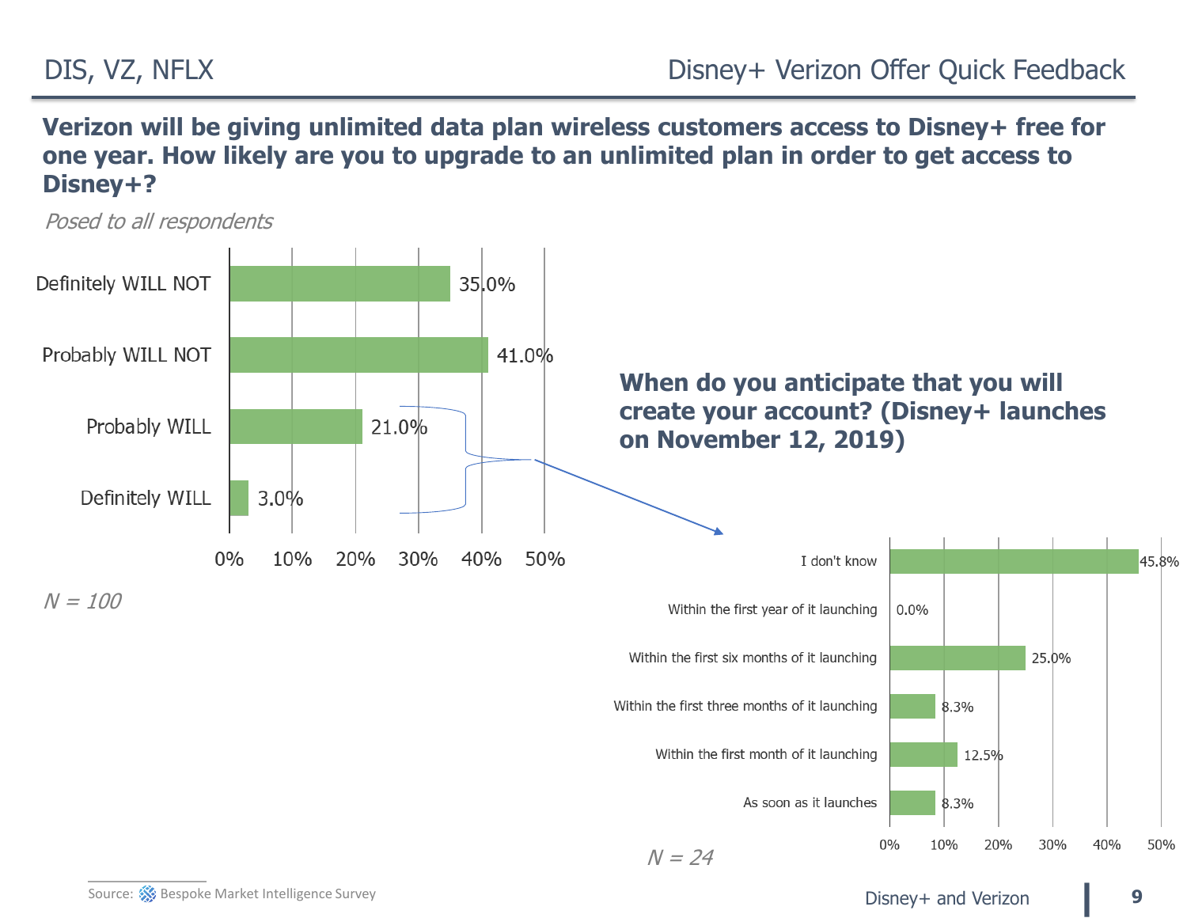## Verizon will be giving unlimited data plan wireless customers access to Disney+ free for one year. How likely are you to upgrade to an unlimited plan in order to get access to Disney+?

*Posed to all respondents*

| Response | % |
|---|---|
| Definitely WILL NOT | 35.0% |
| Probably WILL NOT | 41.0% |
| Probably WILL | 21.0% |
| Definitely WILL | 3.0% |

*N = 100*

## When do you anticipate that you will create your account? (Disney+ launches on November 12, 2019)

| Response | % |
|---|---|
| I don't know | 45.8% |
| Within the first year of it launching | 0.0% |
| Within the first six months of it launching | 25.0% |
| Within the first three months of it launching | 8.3% |
| Within the first month of it launching | 12.5% |
| As soon as it launches | 8.3% |

*N = 24*

Source: Bespoke Market Intelligence Survey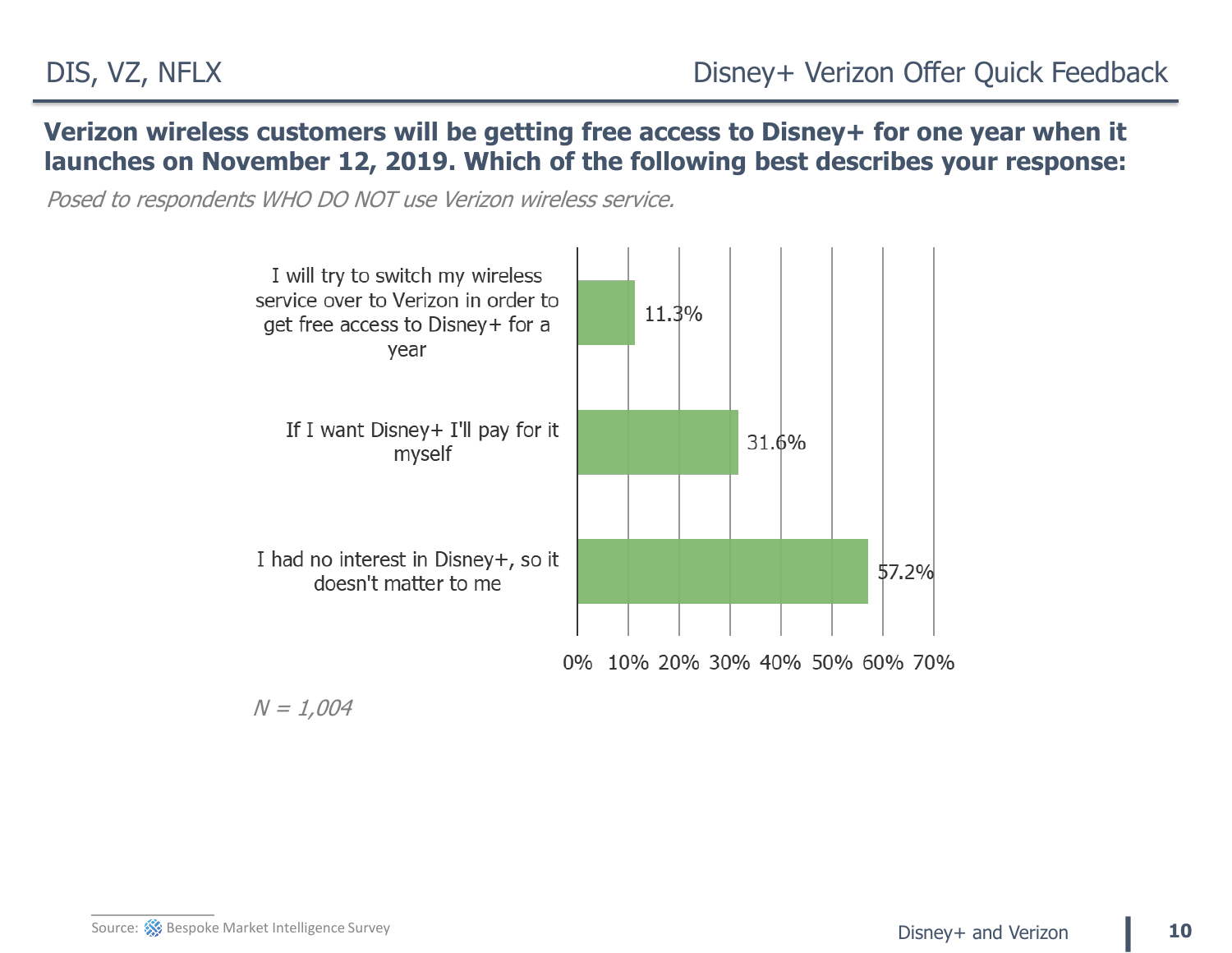## Verizon wireless customers will be getting free access to Disney+ for one year when it launches on November 12, 2019. Which of the following best describes your response:

*Posed to respondents WHO DO NOT use Verizon wireless service.*

| Response | % |
|---|---|
| I will try to switch my wireless service over to Verizon in order to get free access to Disney+ for a year | 11.3% |
| If I want Disney+ I'll pay for it myself | 31.6% |
| I had no interest in Disney+, so it doesn't matter to me | 57.2% |

*N = 1,004*

Source: Bespoke Market Intelligence Survey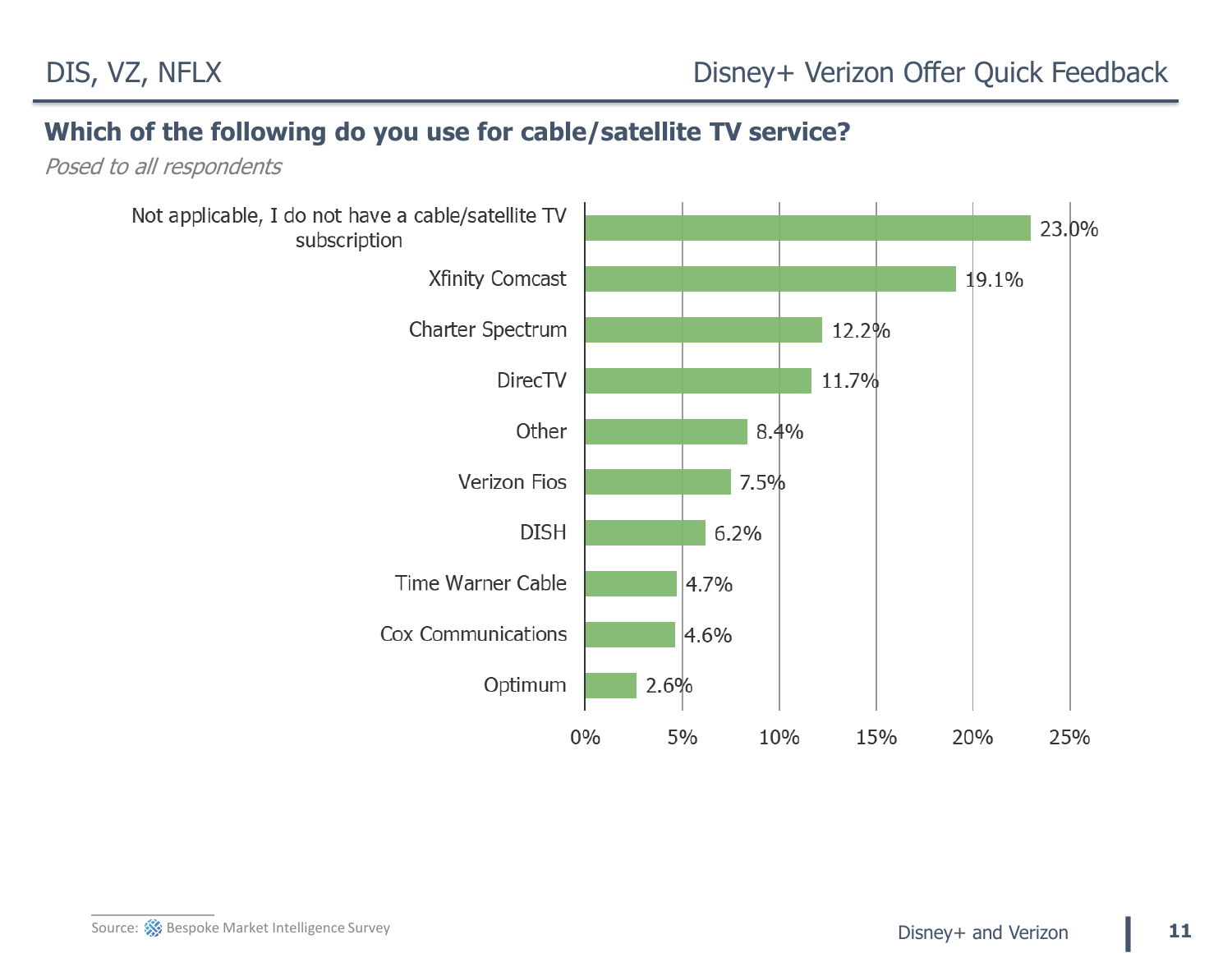## Which of the following do you use for cable/satellite TV service?

*Posed to all respondents*

| Response | Percentage |
|---|---|
| Not applicable, I do not have a cable/satellite TV subscription | 23.0% |
| Xfinity Comcast | 19.1% |
| Charter Spectrum | 12.2% |
| DirecTV | 11.7% |
| Other | 8.4% |
| Verizon Fios | 7.5% |
| DISH | 6.2% |
| Time Warner Cable | 4.7% |
| Cox Communications | 4.6% |
| Optimum | 2.6% |

Source: Bespoke Market Intelligence Survey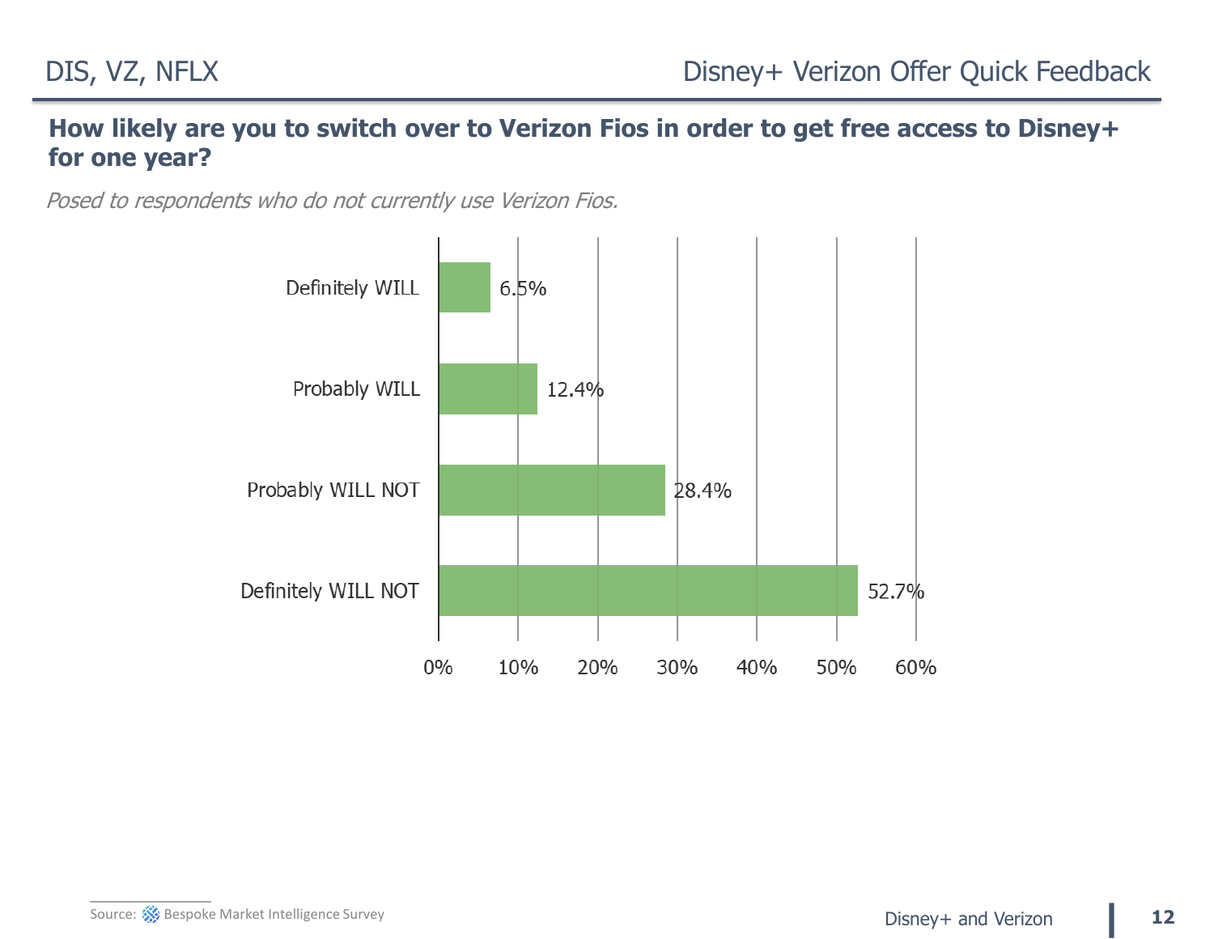## How likely are you to switch over to Verizon Fios in order to get free access to Disney+ for one year?

*Posed to respondents who do not currently use Verizon Fios.*

Definitely WILL 6.5%

Probably WILL 12.4%

Probably WILL NOT 28.4%

Definitely WILL NOT 52.7%

0% 10% 20% 30% 40% 50% 60%

Source: Bespoke Market Intelligence Survey